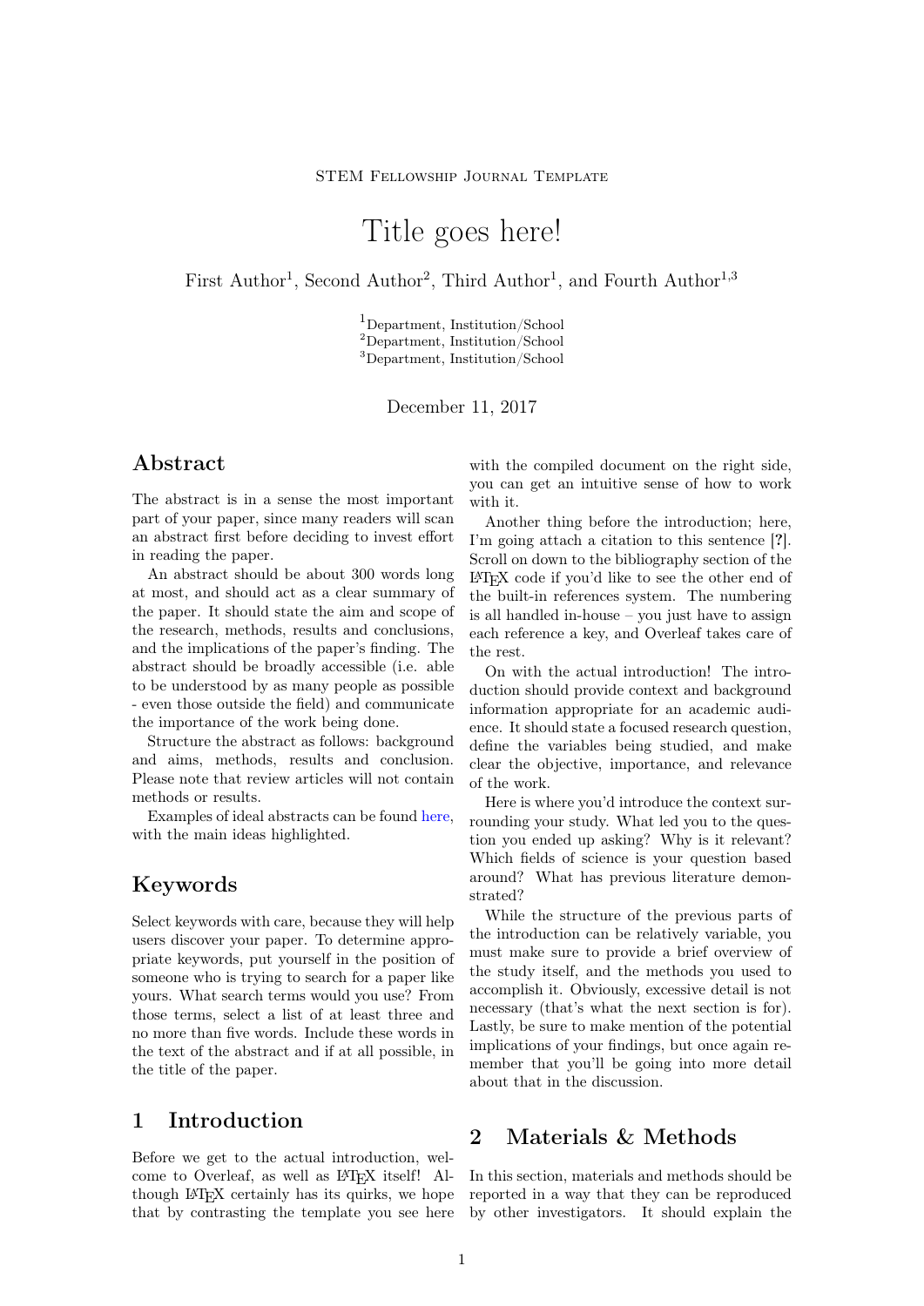STEM Fellowship Journal Template

# Title goes here!

First Author[1], Second Author[2], Third Author[1], and Fourth Author[1,3]

[1]Department, Institution/School
[2]Department, Institution/School
[3]Department, Institution/School

December 11, 2017

## Abstract

The abstract is in a sense the most important part of your paper, since many readers will scan an abstract first before deciding to invest effort in reading the paper.

An abstract should be about 300 words long at most, and should act as a clear summary of the paper. It should state the aim and scope of the research, methods, results and conclusions, and the implications of the paper's finding. The abstract should be broadly accessible (i.e. able to be understood by as many people as possible - even those outside the field) and communicate the importance of the work being done.

Structure the abstract as follows: background and aims, methods, results and conclusion. Please note that review articles will not contain methods or results.

Examples of ideal abstracts can be found here, with the main ideas highlighted.

## Keywords

Select keywords with care, because they will help users discover your paper. To determine appropriate keywords, put yourself in the position of someone who is trying to search for a paper like yours. What search terms would you use? From those terms, select a list of at least three and no more than five words. Include these words in the text of the abstract and if at all possible, in the title of the paper.

## 1 Introduction

Before we get to the actual introduction, welcome to Overleaf, as well as LaTeX itself! Although LaTeX certainly has its quirks, we hope that by contrasting the template you see here with the compiled document on the right side, you can get an intuitive sense of how to work with it.

Another thing before the introduction; here, I'm going attach a citation to this sentence [?]. Scroll on down to the bibliography section of the LaTeX code if you'd like to see the other end of the built-in references system. The numbering is all handled in-house – you just have to assign each reference a key, and Overleaf takes care of the rest.

On with the actual introduction! The introduction should provide context and background information appropriate for an academic audience. It should state a focused research question, define the variables being studied, and make clear the objective, importance, and relevance of the work.

Here is where you'd introduce the context surrounding your study. What led you to the question you ended up asking? Why is it relevant? Which fields of science is your question based around? What has previous literature demonstrated?

While the structure of the previous parts of the introduction can be relatively variable, you must make sure to provide a brief overview of the study itself, and the methods you used to accomplish it. Obviously, excessive detail is not necessary (that's what the next section is for). Lastly, be sure to make mention of the potential implications of your findings, but once again remember that you'll be going into more detail about that in the discussion.

## 2 Materials & Methods

In this section, materials and methods should be reported in a way that they can be reproduced by other investigators. It should explain the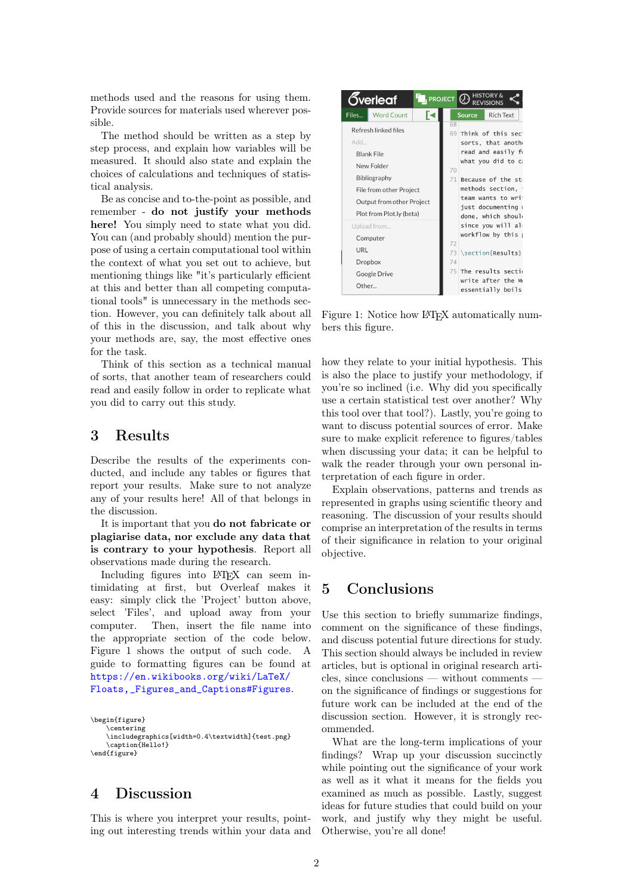methods used and the reasons for using them. Provide sources for materials used wherever possible.

The method should be written as a step by step process, and explain how variables will be measured. It should also state and explain the choices of calculations and techniques of statistical analysis.

Be as concise and to-the-point as possible, and remember - **do not justify your methods here!** You simply need to state what you did. You can (and probably should) mention the purpose of using a certain computational tool within the context of what you set out to achieve, but mentioning things like "it's particularly efficient at this and better than all competing computational tools" is unnecessary in the methods section. However, you can definitely talk about all of this in the discussion, and talk about why your methods are, say, the most effective ones for the task.

Think of this section as a technical manual of sorts, that another team of researchers could read and easily follow in order to replicate what you did to carry out this study.

## 3 Results

Describe the results of the experiments conducted, and include any tables or figures that report your results. Make sure to not analyze any of your results here! All of that belongs in the discussion.

It is important that you **do not fabricate or plagiarise data, nor exclude any data that is contrary to your hypothesis**. Report all observations made during the research.

Including figures into LaTeX can seem intimidating at first, but Overleaf makes it easy: simply click the 'Project' button above, select 'Files', and upload away from your computer. Then, insert the file name into the appropriate section of the code below. Figure 1 shows the output of such code. A guide to formatting figures can be found at https://en.wikibooks.org/wiki/LaTeX/Floats,_Figures_and_Captions#Figures.

```
\begin{figure}
    \centering
    \includegraphics[width=0.4\textwidth]{test.png}
    \caption{Hello!}
\end{figure}
```

Figure 1: Notice how LaTeX automatically numbers this figure.

## 4 Discussion

This is where you interpret your results, pointing out interesting trends within your data and how they relate to your initial hypothesis. This is also the place to justify your methodology, if you're so inclined (i.e. Why did you specifically use a certain statistical test over another? Why this tool over that tool?). Lastly, you're going to want to discuss potential sources of error. Make sure to make explicit reference to figures/tables when discussing your data; it can be helpful to walk the reader through your own personal interpretation of each figure in order.

Explain observations, patterns and trends as represented in graphs using scientific theory and reasoning. The discussion of your results should comprise an interpretation of the results in terms of their significance in relation to your original objective.

## 5 Conclusions

Use this section to briefly summarize findings, comment on the significance of these findings, and discuss potential future directions for study. This section should always be included in review articles, but is optional in original research articles, since conclusions — without comments — on the significance of findings or suggestions for future work can be included at the end of the discussion section. However, it is strongly recommended.

What are the long-term implications of your findings? Wrap up your discussion succinctly while pointing out the significance of your work as well as it what it means for the fields you examined as much as possible. Lastly, suggest ideas for future studies that could build on your work, and justify why they might be useful. Otherwise, you're all done!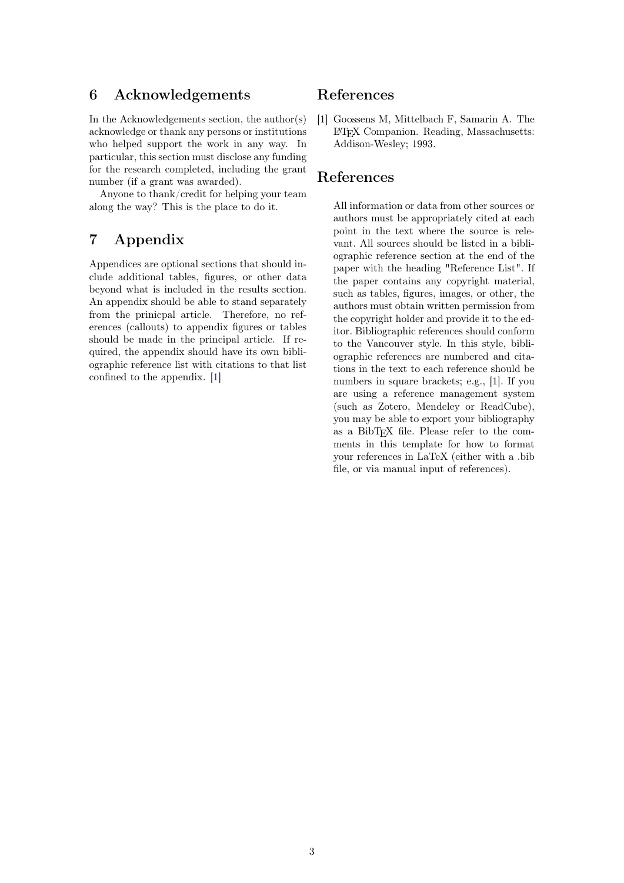## 6 Acknowledgements

In the Acknowledgements section, the author(s) acknowledge or thank any persons or institutions who helped support the work in any way. In particular, this section must disclose any funding for the research completed, including the grant number (if a grant was awarded).

Anyone to thank/credit for helping your team along the way? This is the place to do it.

## 7 Appendix

Appendices are optional sections that should include additional tables, figures, or other data beyond what is included in the results section. An appendix should be able to stand separately from the prinicpal article. Therefore, no references (callouts) to appendix figures or tables should be made in the principal article. If required, the appendix should have its own bibliographic reference list with citations to that list confined to the appendix. [1]

## References

[1] Goossens M, Mittelbach F, Samarin A. The LaTeX Companion. Reading, Massachusetts: Addison-Wesley; 1993.

## References

All information or data from other sources or authors must be appropriately cited at each point in the text where the source is relevant. All sources should be listed in a bibliographic reference section at the end of the paper with the heading "Reference List". If the paper contains any copyright material, such as tables, figures, images, or other, the authors must obtain written permission from the copyright holder and provide it to the editor. Bibliographic references should conform to the Vancouver style. In this style, bibliographic references are numbered and citations in the text to each reference should be numbers in square brackets; e.g., [1]. If you are using a reference management system (such as Zotero, Mendeley or ReadCube), you may be able to export your bibliography as a BibTeX file. Please refer to the comments in this template for how to format your references in LaTeX (either with a .bib file, or via manual input of references).